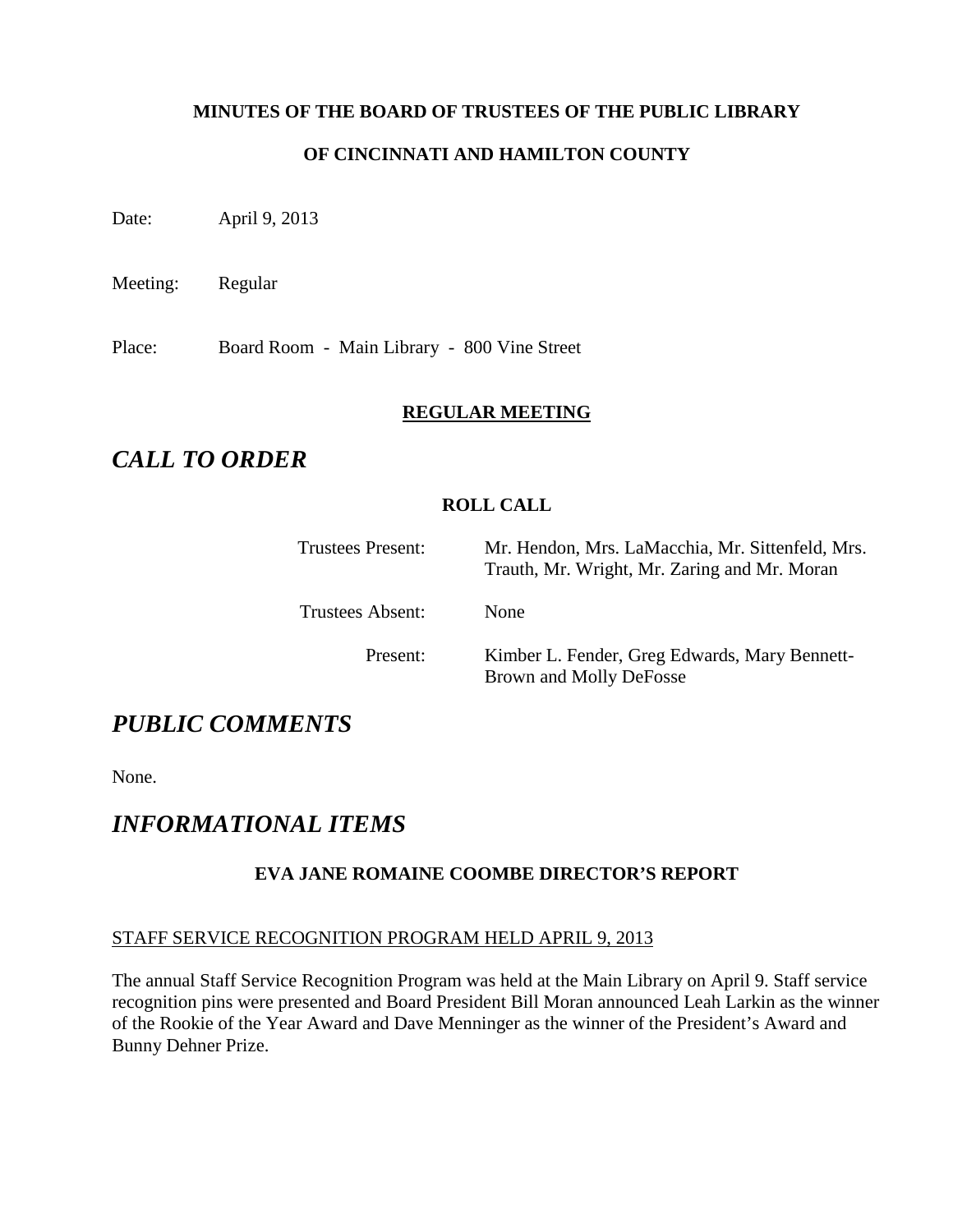**MINUTES OF THE BOARD OF TRUSTEES OF THE PUBLIC LIBRARY**

**OF CINCINNATI AND HAMILTON COUNTY**

Date: April 9, 2013

Meeting: Regular

Place: Board Room - Main Library - 800 Vine Street

**REGULAR MEETING**

# *CALL TO ORDER*

**ROLL CALL**

Trustees Present: Mr. Hendon, Mrs. LaMacchia, Mr. Sittenfeld, Mrs. Trauth, Mr. Wright, Mr. Zaring and Mr. Moran

Trustees Absent: None

Present: Kimber L. Fender, Greg Edwards, Mary Bennett-Brown and Molly DeFosse

# *PUBLIC COMMENTS*

None.

# *INFORMATIONAL ITEMS*

**EVA JANE ROMAINE COOMBE DIRECTOR'S REPORT**

STAFF SERVICE RECOGNITION PROGRAM HELD APRIL 9, 2013

The annual Staff Service Recognition Program was held at the Main Library on April 9. Staff service recognition pins were presented and Board President Bill Moran announced Leah Larkin as the winner of the Rookie of the Year Award and Dave Menninger as the winner of the President's Award and Bunny Dehner Prize.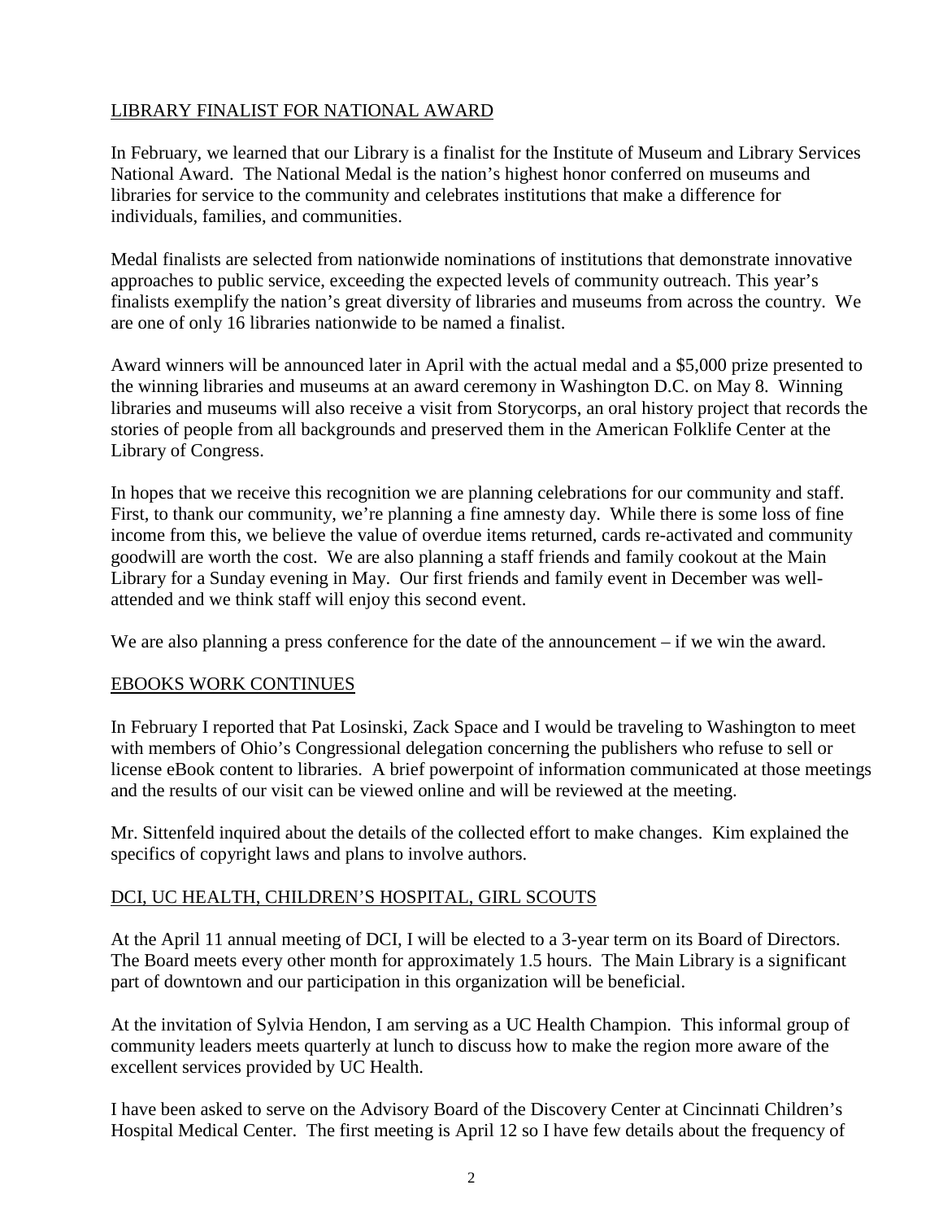## LIBRARY FINALIST FOR NATIONAL AWARD

In February, we learned that our Library is a finalist for the Institute of Museum and Library Services National Award. The National Medal is the nation's highest honor conferred on museums and libraries for service to the community and celebrates institutions that make a difference for individuals, families, and communities.

Medal finalists are selected from nationwide nominations of institutions that demonstrate innovative approaches to public service, exceeding the expected levels of community outreach. This year's finalists exemplify the nation's great diversity of libraries and museums from across the country. We are one of only 16 libraries nationwide to be named a finalist.

Award winners will be announced later in April with the actual medal and a $5,000 prize presented to the winning libraries and museums at an award ceremony in Washington D.C. on May 8. Winning libraries and museums will also receive a visit from Storycorps, an oral history project that records the stories of people from all backgrounds and preserved them in the American Folklife Center at the Library of Congress.

In hopes that we receive this recognition we are planning celebrations for our community and staff. First, to thank our community, we're planning a fine amnesty day. While there is some loss of fine income from this, we believe the value of overdue items returned, cards re-activated and community goodwill are worth the cost. We are also planning a staff friends and family cookout at the Main Library for a Sunday evening in May. Our first friends and family event in December was well-attended and we think staff will enjoy this second event.

We are also planning a press conference for the date of the announcement – if we win the award.

## EBOOKS WORK CONTINUES

In February I reported that Pat Losinski, Zack Space and I would be traveling to Washington to meet with members of Ohio's Congressional delegation concerning the publishers who refuse to sell or license eBook content to libraries. A brief powerpoint of information communicated at those meetings and the results of our visit can be viewed online and will be reviewed at the meeting.

Mr. Sittenfeld inquired about the details of the collected effort to make changes. Kim explained the specifics of copyright laws and plans to involve authors.

## DCI, UC HEALTH, CHILDREN'S HOSPITAL, GIRL SCOUTS

At the April 11 annual meeting of DCI, I will be elected to a 3-year term on its Board of Directors. The Board meets every other month for approximately 1.5 hours. The Main Library is a significant part of downtown and our participation in this organization will be beneficial.

At the invitation of Sylvia Hendon, I am serving as a UC Health Champion. This informal group of community leaders meets quarterly at lunch to discuss how to make the region more aware of the excellent services provided by UC Health.

I have been asked to serve on the Advisory Board of the Discovery Center at Cincinnati Children's Hospital Medical Center. The first meeting is April 12 so I have few details about the frequency of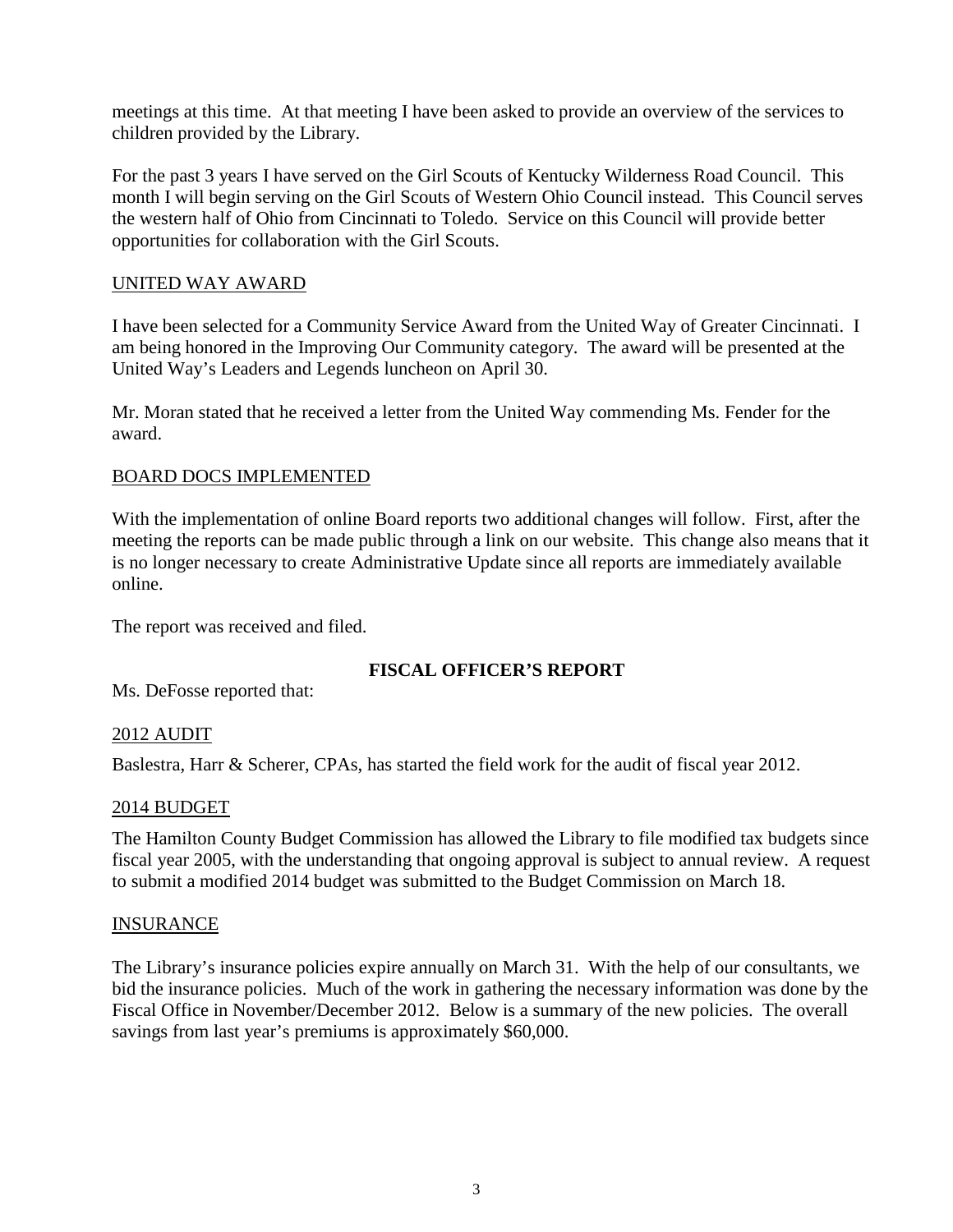meetings at this time. At that meeting I have been asked to provide an overview of the services to children provided by the Library.

For the past 3 years I have served on the Girl Scouts of Kentucky Wilderness Road Council. This month I will begin serving on the Girl Scouts of Western Ohio Council instead. This Council serves the western half of Ohio from Cincinnati to Toledo. Service on this Council will provide better opportunities for collaboration with the Girl Scouts.

UNITED WAY AWARD

I have been selected for a Community Service Award from the United Way of Greater Cincinnati. I am being honored in the Improving Our Community category. The award will be presented at the United Way's Leaders and Legends luncheon on April 30.

Mr. Moran stated that he received a letter from the United Way commending Ms. Fender for the award.

BOARD DOCS IMPLEMENTED

With the implementation of online Board reports two additional changes will follow. First, after the meeting the reports can be made public through a link on our website. This change also means that it is no longer necessary to create Administrative Update since all reports are immediately available online.

The report was received and filed.

## FISCAL OFFICER'S REPORT

Ms. DeFosse reported that:

2012 AUDIT

Baslestra, Harr & Scherer, CPAs, has started the field work for the audit of fiscal year 2012.

2014 BUDGET

The Hamilton County Budget Commission has allowed the Library to file modified tax budgets since fiscal year 2005, with the understanding that ongoing approval is subject to annual review. A request to submit a modified 2014 budget was submitted to the Budget Commission on March 18.

INSURANCE

The Library's insurance policies expire annually on March 31. With the help of our consultants, we bid the insurance policies. Much of the work in gathering the necessary information was done by the Fiscal Office in November/December 2012. Below is a summary of the new policies. The overall savings from last year's premiums is approximately $60,000.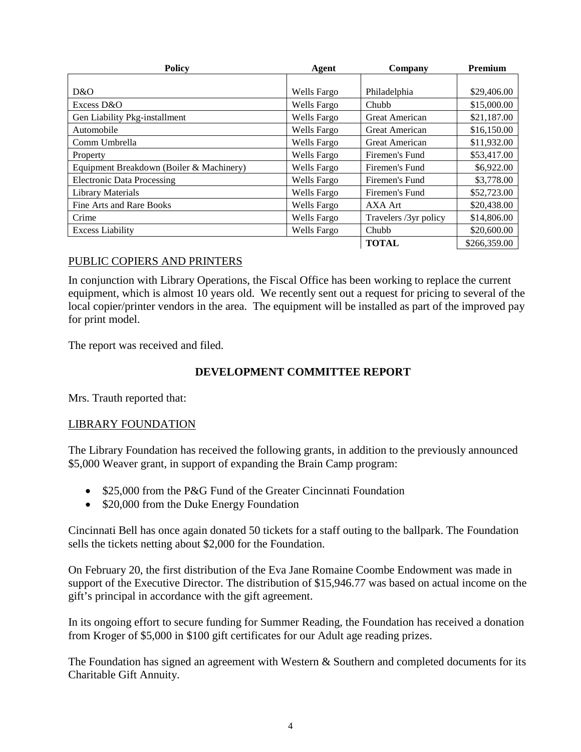| Policy | Agent | Company | Premium |
|---|---|---|---|
| D&O | Wells Fargo | Philadelphia | $29,406.00 |
| Excess D&O | Wells Fargo | Chubb | $15,000.00 |
| Gen Liability Pkg-installment | Wells Fargo | Great American | $21,187.00 |
| Automobile | Wells Fargo | Great American | $16,150.00 |
| Comm Umbrella | Wells Fargo | Great American | $11,932.00 |
| Property | Wells Fargo | Firemen's Fund | $53,417.00 |
| Equipment Breakdown (Boiler & Machinery) | Wells Fargo | Firemen's Fund | $6,922.00 |
| Electronic Data Processing | Wells Fargo | Firemen's Fund | $3,778.00 |
| Library Materials | Wells Fargo | Firemen's Fund | $52,723.00 |
| Fine Arts and Rare Books | Wells Fargo | AXA Art | $20,438.00 |
| Crime | Wells Fargo | Travelers /3yr policy | $14,806.00 |
| Excess Liability | Wells Fargo | Chubb | $20,600.00 |
| | | **TOTAL** | $266,359.00 |

PUBLIC COPIERS AND PRINTERS

In conjunction with Library Operations, the Fiscal Office has been working to replace the current equipment, which is almost 10 years old. We recently sent out a request for pricing to several of the local copier/printer vendors in the area. The equipment will be installed as part of the improved pay for print model.

The report was received and filed.

## DEVELOPMENT COMMITTEE REPORT

Mrs. Trauth reported that:

LIBRARY FOUNDATION

The Library Foundation has received the following grants, in addition to the previously announced $5,000 Weaver grant, in support of expanding the Brain Camp program:

- $25,000 from the P&G Fund of the Greater Cincinnati Foundation
- $20,000 from the Duke Energy Foundation

Cincinnati Bell has once again donated 50 tickets for a staff outing to the ballpark. The Foundation sells the tickets netting about $2,000 for the Foundation.

On February 20, the first distribution of the Eva Jane Romaine Coombe Endowment was made in support of the Executive Director. The distribution of $15,946.77 was based on actual income on the gift's principal in accordance with the gift agreement.

In its ongoing effort to secure funding for Summer Reading, the Foundation has received a donation from Kroger of $5,000 in $100 gift certificates for our Adult age reading prizes.

The Foundation has signed an agreement with Western & Southern and completed documents for its Charitable Gift Annuity.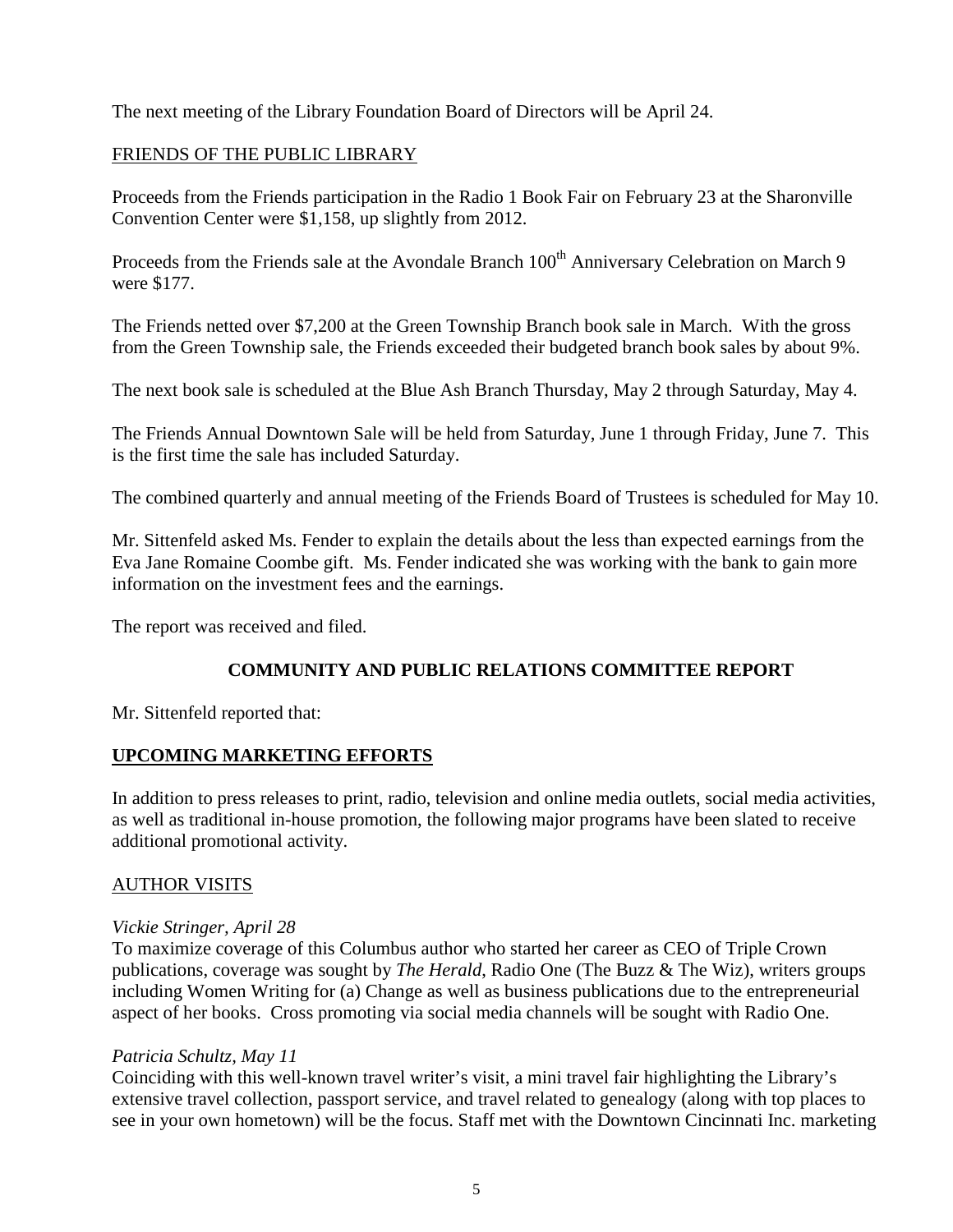The next meeting of the Library Foundation Board of Directors will be April 24.

FRIENDS OF THE PUBLIC LIBRARY

Proceeds from the Friends participation in the Radio 1 Book Fair on February 23 at the Sharonville Convention Center were $1,158, up slightly from 2012.

Proceeds from the Friends sale at the Avondale Branch 100th Anniversary Celebration on March 9 were $177.

The Friends netted over $7,200 at the Green Township Branch book sale in March. With the gross from the Green Township sale, the Friends exceeded their budgeted branch book sales by about 9%.

The next book sale is scheduled at the Blue Ash Branch Thursday, May 2 through Saturday, May 4.

The Friends Annual Downtown Sale will be held from Saturday, June 1 through Friday, June 7. This is the first time the sale has included Saturday.

The combined quarterly and annual meeting of the Friends Board of Trustees is scheduled for May 10.

Mr. Sittenfeld asked Ms. Fender to explain the details about the less than expected earnings from the Eva Jane Romaine Coombe gift. Ms. Fender indicated she was working with the bank to gain more information on the investment fees and the earnings.

The report was received and filed.

## COMMUNITY AND PUBLIC RELATIONS COMMITTEE REPORT

Mr. Sittenfeld reported that:

### UPCOMING MARKETING EFFORTS

In addition to press releases to print, radio, television and online media outlets, social media activities, as well as traditional in-house promotion, the following major programs have been slated to receive additional promotional activity.

AUTHOR VISITS

*Vickie Stringer, April 28*
To maximize coverage of this Columbus author who started her career as CEO of Triple Crown publications, coverage was sought by *The Herald*, Radio One (The Buzz & The Wiz), writers groups including Women Writing for (a) Change as well as business publications due to the entrepreneurial aspect of her books. Cross promoting via social media channels will be sought with Radio One.

*Patricia Schultz, May 11*
Coinciding with this well-known travel writer's visit, a mini travel fair highlighting the Library's extensive travel collection, passport service, and travel related to genealogy (along with top places to see in your own hometown) will be the focus. Staff met with the Downtown Cincinnati Inc. marketing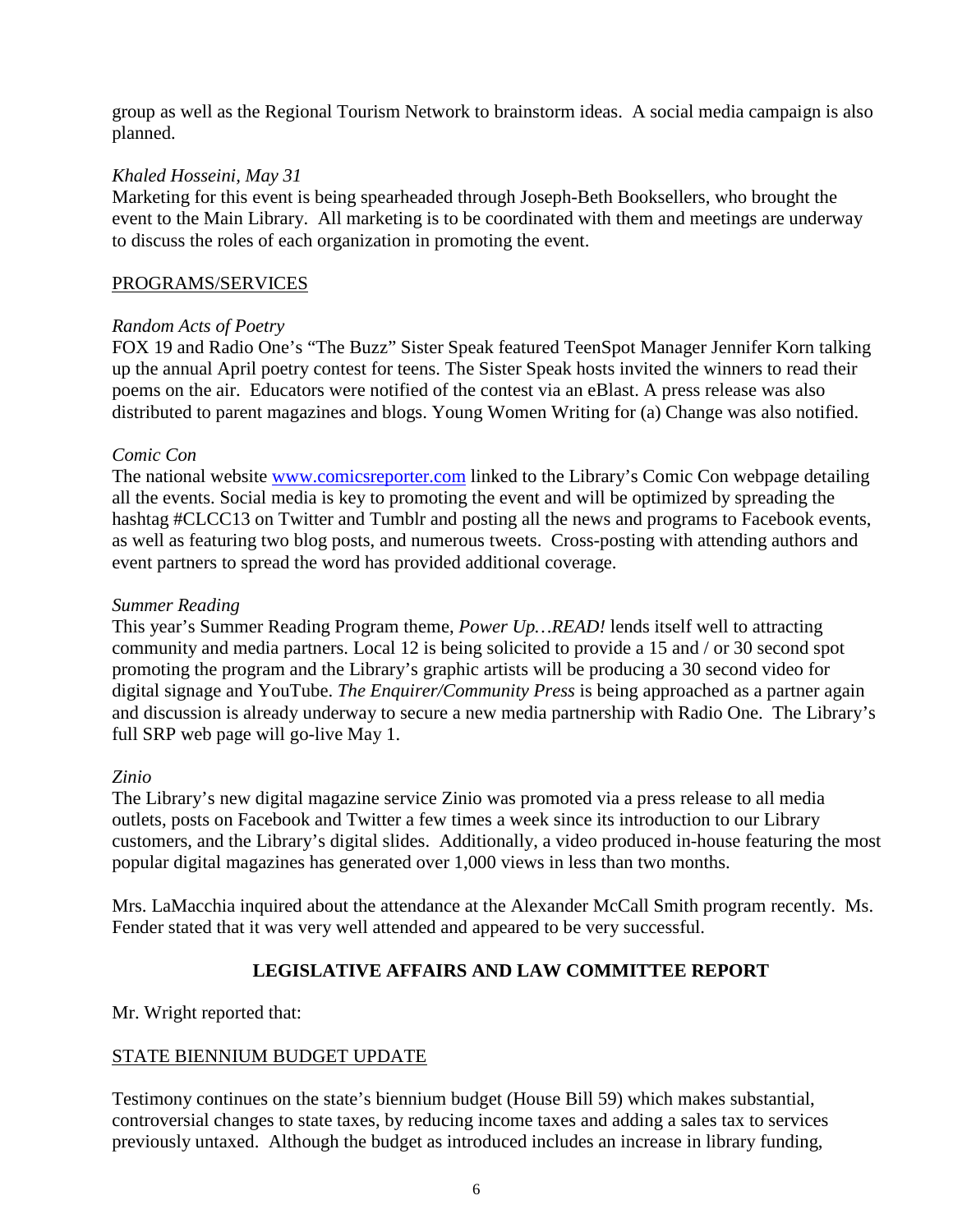group as well as the Regional Tourism Network to brainstorm ideas. A social media campaign is also planned.

*Khaled Hosseini, May 31*
Marketing for this event is being spearheaded through Joseph-Beth Booksellers, who brought the event to the Main Library. All marketing is to be coordinated with them and meetings are underway to discuss the roles of each organization in promoting the event.

<u>PROGRAMS/SERVICES</u>

*Random Acts of Poetry*
FOX 19 and Radio One's "The Buzz" Sister Speak featured TeenSpot Manager Jennifer Korn talking up the annual April poetry contest for teens. The Sister Speak hosts invited the winners to read their poems on the air. Educators were notified of the contest via an eBlast. A press release was also distributed to parent magazines and blogs. Young Women Writing for (a) Change was also notified.

*Comic Con*
The national website [www.comicsreporter.com](www.comicsreporter.com) linked to the Library's Comic Con webpage detailing all the events. Social media is key to promoting the event and will be optimized by spreading the hashtag #CLCC13 on Twitter and Tumblr and posting all the news and programs to Facebook events, as well as featuring two blog posts, and numerous tweets. Cross-posting with attending authors and event partners to spread the word has provided additional coverage.

*Summer Reading*
This year's Summer Reading Program theme, *Power Up…READ!* lends itself well to attracting community and media partners. Local 12 is being solicited to provide a 15 and / or 30 second spot promoting the program and the Library's graphic artists will be producing a 30 second video for digital signage and YouTube. *The Enquirer/Community Press* is being approached as a partner again and discussion is already underway to secure a new media partnership with Radio One. The Library's full SRP web page will go-live May 1.

*Zinio*
The Library's new digital magazine service Zinio was promoted via a press release to all media outlets, posts on Facebook and Twitter a few times a week since its introduction to our Library customers, and the Library's digital slides. Additionally, a video produced in-house featuring the most popular digital magazines has generated over 1,000 views in less than two months.

Mrs. LaMacchia inquired about the attendance at the Alexander McCall Smith program recently. Ms. Fender stated that it was very well attended and appeared to be very successful.

## LEGISLATIVE AFFAIRS AND LAW COMMITTEE REPORT

Mr. Wright reported that:

<u>STATE BIENNIUM BUDGET UPDATE</u>

Testimony continues on the state's biennium budget (House Bill 59) which makes substantial, controversial changes to state taxes, by reducing income taxes and adding a sales tax to services previously untaxed. Although the budget as introduced includes an increase in library funding,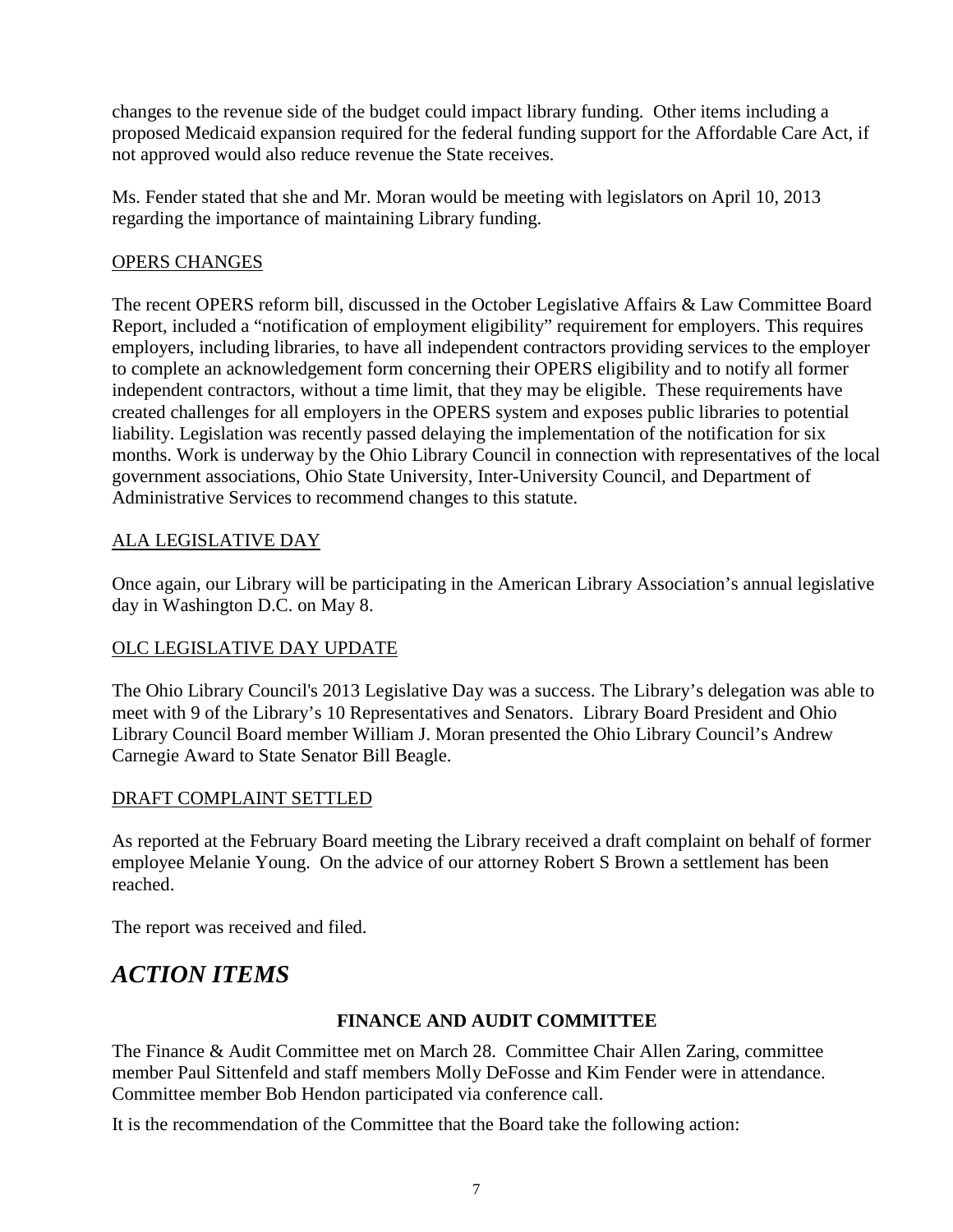changes to the revenue side of the budget could impact library funding. Other items including a proposed Medicaid expansion required for the federal funding support for the Affordable Care Act, if not approved would also reduce revenue the State receives.

Ms. Fender stated that she and Mr. Moran would be meeting with legislators on April 10, 2013 regarding the importance of maintaining Library funding.

<u>OPERS CHANGES</u>

The recent OPERS reform bill, discussed in the October Legislative Affairs & Law Committee Board Report, included a "notification of employment eligibility" requirement for employers. This requires employers, including libraries, to have all independent contractors providing services to the employer to complete an acknowledgement form concerning their OPERS eligibility and to notify all former independent contractors, without a time limit, that they may be eligible. These requirements have created challenges for all employers in the OPERS system and exposes public libraries to potential liability. Legislation was recently passed delaying the implementation of the notification for six months. Work is underway by the Ohio Library Council in connection with representatives of the local government associations, Ohio State University, Inter-University Council, and Department of Administrative Services to recommend changes to this statute.

<u>ALA LEGISLATIVE DAY</u>

Once again, our Library will be participating in the American Library Association's annual legislative day in Washington D.C. on May 8.

<u>OLC LEGISLATIVE DAY UPDATE</u>

The Ohio Library Council's 2013 Legislative Day was a success. The Library's delegation was able to meet with 9 of the Library's 10 Representatives and Senators. Library Board President and Ohio Library Council Board member William J. Moran presented the Ohio Library Council's Andrew Carnegie Award to State Senator Bill Beagle.

<u>DRAFT COMPLAINT SETTLED</u>

As reported at the February Board meeting the Library received a draft complaint on behalf of former employee Melanie Young. On the advice of our attorney Robert S Brown a settlement has been reached.

The report was received and filed.

# *ACTION ITEMS*

### FINANCE AND AUDIT COMMITTEE

The Finance & Audit Committee met on March 28. Committee Chair Allen Zaring, committee member Paul Sittenfeld and staff members Molly DeFosse and Kim Fender were in attendance. Committee member Bob Hendon participated via conference call.

It is the recommendation of the Committee that the Board take the following action: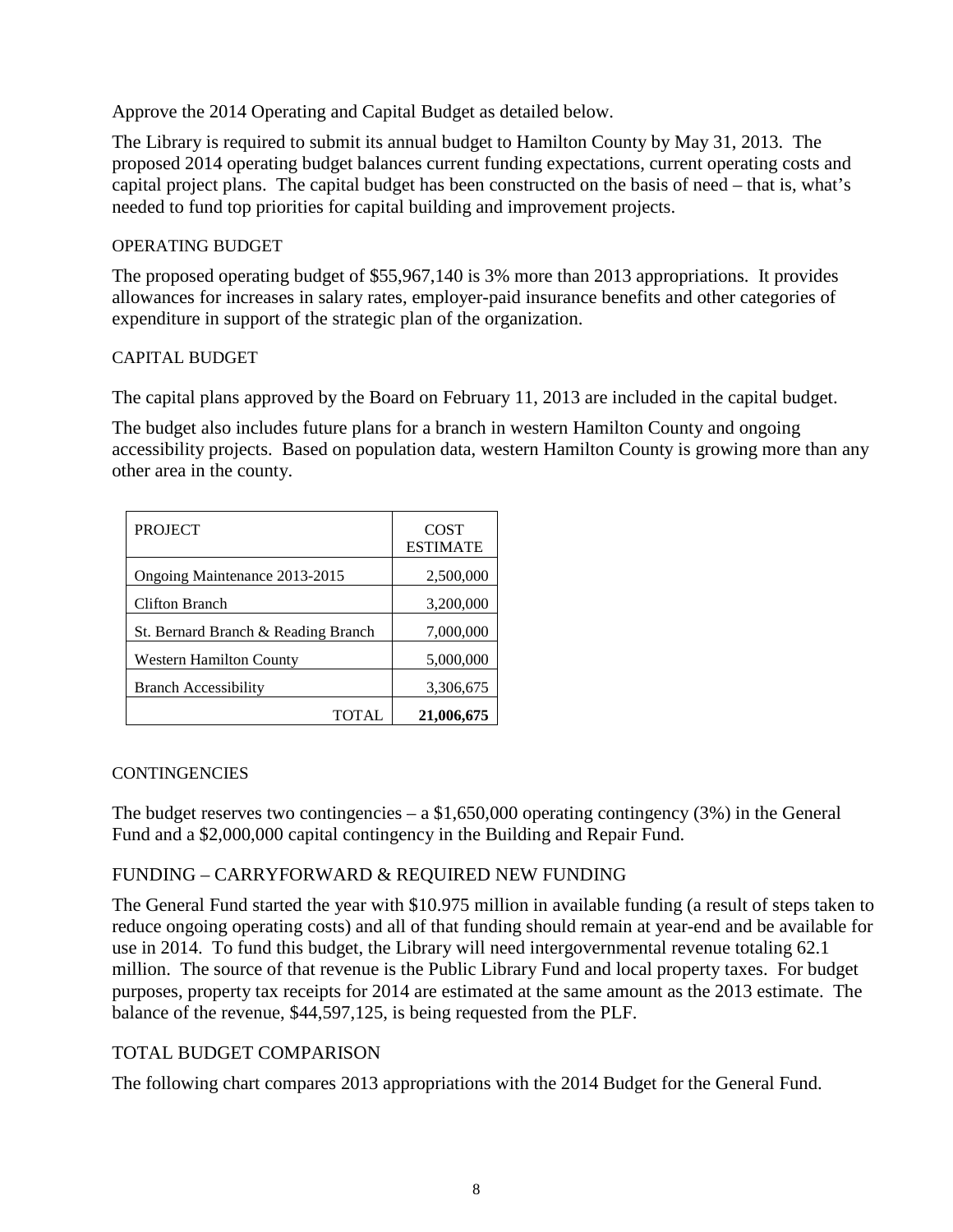Approve the 2014 Operating and Capital Budget as detailed below.

The Library is required to submit its annual budget to Hamilton County by May 31, 2013. The proposed 2014 operating budget balances current funding expectations, current operating costs and capital project plans. The capital budget has been constructed on the basis of need – that is, what's needed to fund top priorities for capital building and improvement projects.

## OPERATING BUDGET

The proposed operating budget of $55,967,140 is 3% more than 2013 appropriations. It provides allowances for increases in salary rates, employer-paid insurance benefits and other categories of expenditure in support of the strategic plan of the organization.

## CAPITAL BUDGET

The capital plans approved by the Board on February 11, 2013 are included in the capital budget.

The budget also includes future plans for a branch in western Hamilton County and ongoing accessibility projects. Based on population data, western Hamilton County is growing more than any other area in the county.

| PROJECT | COST ESTIMATE |
|---|---:|
| Ongoing Maintenance 2013-2015 | 2,500,000 |
| Clifton Branch | 3,200,000 |
| St. Bernard Branch & Reading Branch | 7,000,000 |
| Western Hamilton County | 5,000,000 |
| Branch Accessibility | 3,306,675 |
| TOTAL | **21,006,675** |

## CONTINGENCIES

The budget reserves two contingencies – a $1,650,000 operating contingency (3%) in the General Fund and a $2,000,000 capital contingency in the Building and Repair Fund.

## FUNDING – CARRYFORWARD & REQUIRED NEW FUNDING

The General Fund started the year with $10.975 million in available funding (a result of steps taken to reduce ongoing operating costs) and all of that funding should remain at year-end and be available for use in 2014. To fund this budget, the Library will need intergovernmental revenue totaling 62.1 million. The source of that revenue is the Public Library Fund and local property taxes. For budget purposes, property tax receipts for 2014 are estimated at the same amount as the 2013 estimate. The balance of the revenue, $44,597,125, is being requested from the PLF.

## TOTAL BUDGET COMPARISON

The following chart compares 2013 appropriations with the 2014 Budget for the General Fund.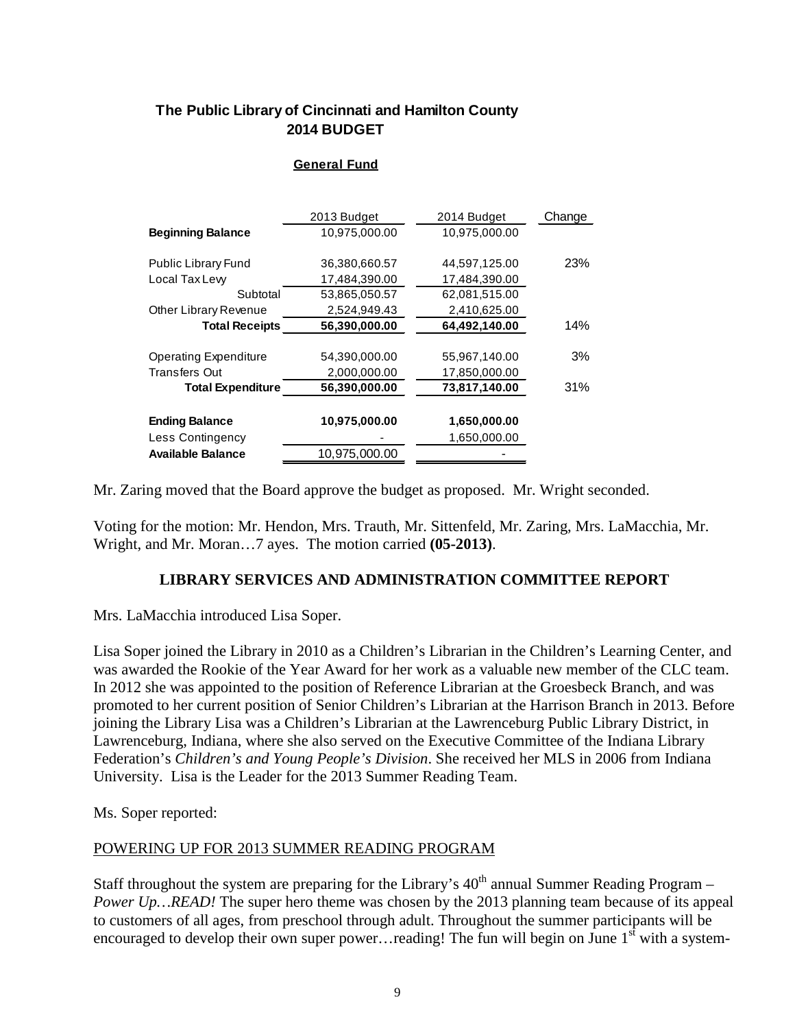**The Public Library of Cincinnati and Hamilton County**
**2014 BUDGET**

**General Fund**

| | 2013 Budget | 2014 Budget | Change |
|---|---|---|---|
| **Beginning Balance** | 10,975,000.00 | 10,975,000.00 | |
| Public Library Fund | 36,380,660.57 | 44,597,125.00 | 23% |
| Local Tax Levy | 17,484,390.00 | 17,484,390.00 | |
| Subtotal | 53,865,050.57 | 62,081,515.00 | |
| Other Library Revenue | 2,524,949.43 | 2,410,625.00 | |
| **Total Receipts** | **56,390,000.00** | **64,492,140.00** | 14% |
| Operating Expenditure | 54,390,000.00 | 55,967,140.00 | 3% |
| Transfers Out | 2,000,000.00 | 17,850,000.00 | |
| **Total Expenditure** | **56,390,000.00** | **73,817,140.00** | 31% |
| **Ending Balance** | **10,975,000.00** | **1,650,000.00** | |
| Less Contingency | - | 1,650,000.00 | |
| **Available Balance** | 10,975,000.00 | - | |

Mr. Zaring moved that the Board approve the budget as proposed. Mr. Wright seconded.

Voting for the motion: Mr. Hendon, Mrs. Trauth, Mr. Sittenfeld, Mr. Zaring, Mrs. LaMacchia, Mr. Wright, and Mr. Moran…7 ayes. The motion carried **(05-2013)**.

## LIBRARY SERVICES AND ADMINISTRATION COMMITTEE REPORT

Mrs. LaMacchia introduced Lisa Soper.

Lisa Soper joined the Library in 2010 as a Children's Librarian in the Children's Learning Center, and was awarded the Rookie of the Year Award for her work as a valuable new member of the CLC team. In 2012 she was appointed to the position of Reference Librarian at the Groesbeck Branch, and was promoted to her current position of Senior Children's Librarian at the Harrison Branch in 2013. Before joining the Library Lisa was a Children's Librarian at the Lawrenceburg Public Library District, in Lawrenceburg, Indiana, where she also served on the Executive Committee of the Indiana Library Federation's *Children's and Young People's Division*. She received her MLS in 2006 from Indiana University. Lisa is the Leader for the 2013 Summer Reading Team.

Ms. Soper reported:

POWERING UP FOR 2013 SUMMER READING PROGRAM

Staff throughout the system are preparing for the Library's 40th annual Summer Reading Program – *Power Up…READ!* The super hero theme was chosen by the 2013 planning team because of its appeal to customers of all ages, from preschool through adult. Throughout the summer participants will be encouraged to develop their own super power…reading! The fun will begin on June 1st with a system-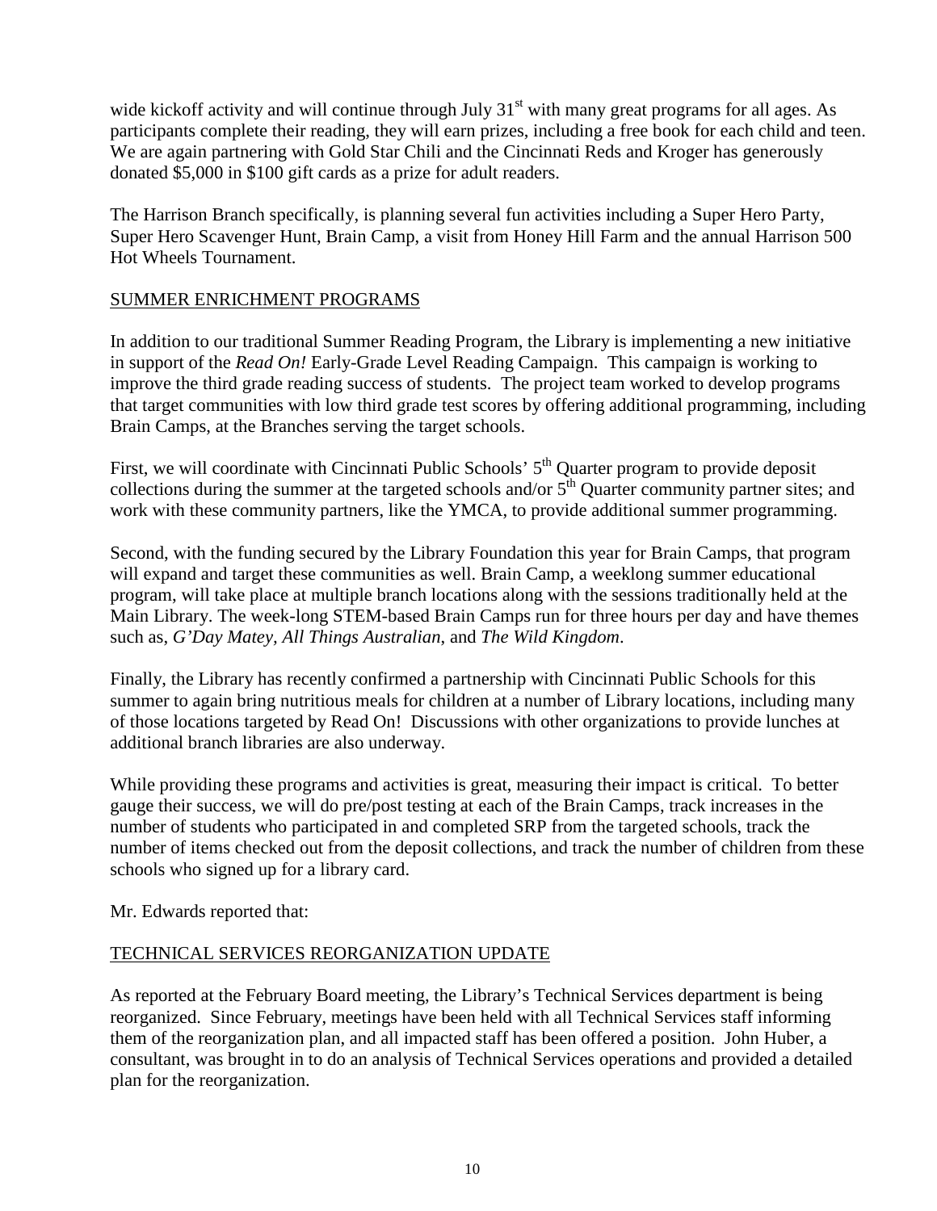wide kickoff activity and will continue through July 31st with many great programs for all ages. As participants complete their reading, they will earn prizes, including a free book for each child and teen. We are again partnering with Gold Star Chili and the Cincinnati Reds and Kroger has generously donated $5,000 in $100 gift cards as a prize for adult readers.

The Harrison Branch specifically, is planning several fun activities including a Super Hero Party, Super Hero Scavenger Hunt, Brain Camp, a visit from Honey Hill Farm and the annual Harrison 500 Hot Wheels Tournament.

<u>SUMMER ENRICHMENT PROGRAMS</u>

In addition to our traditional Summer Reading Program, the Library is implementing a new initiative in support of the *Read On!* Early-Grade Level Reading Campaign. This campaign is working to improve the third grade reading success of students. The project team worked to develop programs that target communities with low third grade test scores by offering additional programming, including Brain Camps, at the Branches serving the target schools.

First, we will coordinate with Cincinnati Public Schools' 5th Quarter program to provide deposit collections during the summer at the targeted schools and/or 5th Quarter community partner sites; and work with these community partners, like the YMCA, to provide additional summer programming.

Second, with the funding secured by the Library Foundation this year for Brain Camps, that program will expand and target these communities as well. Brain Camp, a weeklong summer educational program, will take place at multiple branch locations along with the sessions traditionally held at the Main Library. The week-long STEM-based Brain Camps run for three hours per day and have themes such as, *G'Day Matey, All Things Australian*, and *The Wild Kingdom*.

Finally, the Library has recently confirmed a partnership with Cincinnati Public Schools for this summer to again bring nutritious meals for children at a number of Library locations, including many of those locations targeted by Read On! Discussions with other organizations to provide lunches at additional branch libraries are also underway.

While providing these programs and activities is great, measuring their impact is critical. To better gauge their success, we will do pre/post testing at each of the Brain Camps, track increases in the number of students who participated in and completed SRP from the targeted schools, track the number of items checked out from the deposit collections, and track the number of children from these schools who signed up for a library card.

Mr. Edwards reported that:

<u>TECHNICAL SERVICES REORGANIZATION UPDATE</u>

As reported at the February Board meeting, the Library's Technical Services department is being reorganized. Since February, meetings have been held with all Technical Services staff informing them of the reorganization plan, and all impacted staff has been offered a position. John Huber, a consultant, was brought in to do an analysis of Technical Services operations and provided a detailed plan for the reorganization.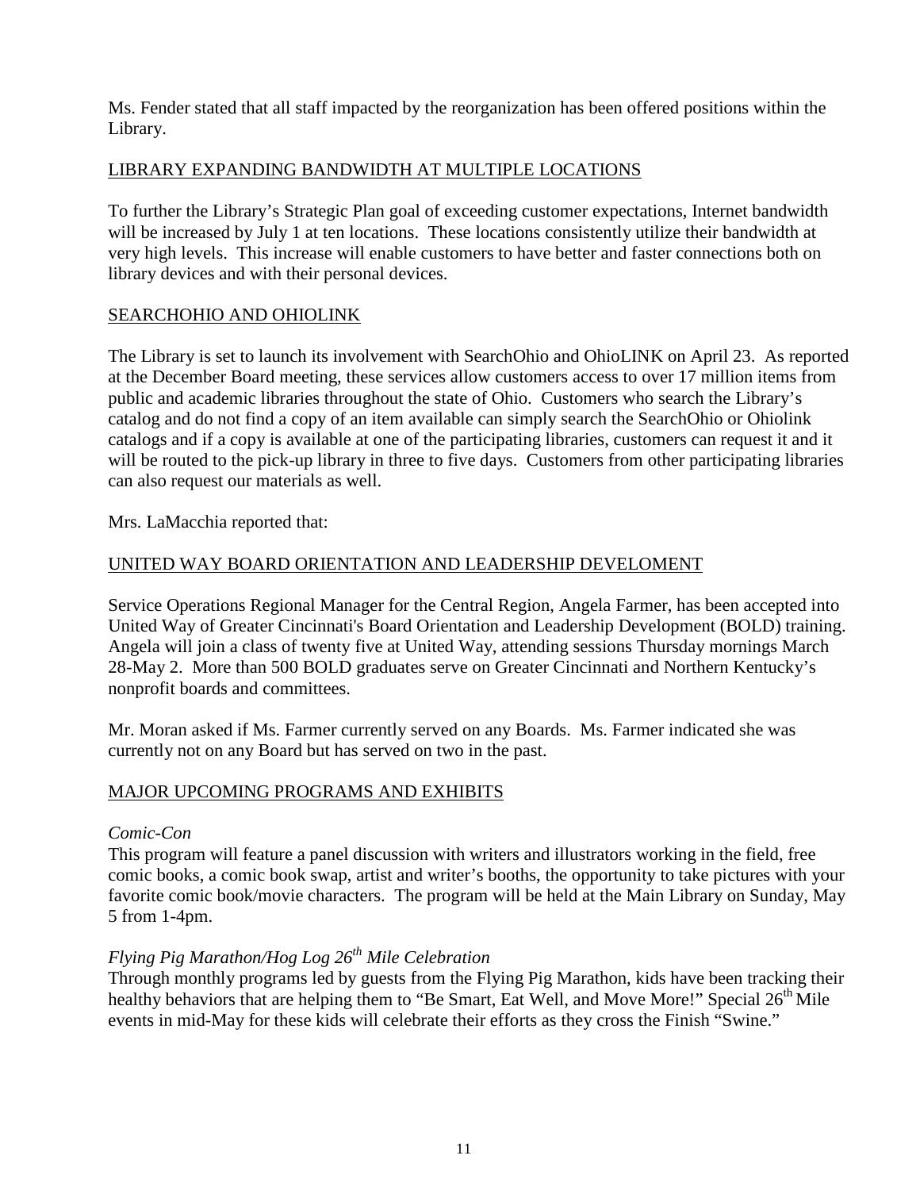Ms. Fender stated that all staff impacted by the reorganization has been offered positions within the Library.

## LIBRARY EXPANDING BANDWIDTH AT MULTIPLE LOCATIONS

To further the Library's Strategic Plan goal of exceeding customer expectations, Internet bandwidth will be increased by July 1 at ten locations. These locations consistently utilize their bandwidth at very high levels. This increase will enable customers to have better and faster connections both on library devices and with their personal devices.

## SEARCHOHIO AND OHIOLINK

The Library is set to launch its involvement with SearchOhio and OhioLINK on April 23. As reported at the December Board meeting, these services allow customers access to over 17 million items from public and academic libraries throughout the state of Ohio. Customers who search the Library's catalog and do not find a copy of an item available can simply search the SearchOhio or Ohiolink catalogs and if a copy is available at one of the participating libraries, customers can request it and it will be routed to the pick-up library in three to five days. Customers from other participating libraries can also request our materials as well.

Mrs. LaMacchia reported that:

## UNITED WAY BOARD ORIENTATION AND LEADERSHIP DEVELOMENT

Service Operations Regional Manager for the Central Region, Angela Farmer, has been accepted into United Way of Greater Cincinnati's Board Orientation and Leadership Development (BOLD) training. Angela will join a class of twenty five at United Way, attending sessions Thursday mornings March 28-May 2. More than 500 BOLD graduates serve on Greater Cincinnati and Northern Kentucky's nonprofit boards and committees.

Mr. Moran asked if Ms. Farmer currently served on any Boards. Ms. Farmer indicated she was currently not on any Board but has served on two in the past.

## MAJOR UPCOMING PROGRAMS AND EXHIBITS

*Comic-Con*

This program will feature a panel discussion with writers and illustrators working in the field, free comic books, a comic book swap, artist and writer's booths, the opportunity to take pictures with your favorite comic book/movie characters. The program will be held at the Main Library on Sunday, May 5 from 1-4pm.

*Flying Pig Marathon/Hog Log 26th Mile Celebration*

Through monthly programs led by guests from the Flying Pig Marathon, kids have been tracking their healthy behaviors that are helping them to "Be Smart, Eat Well, and Move More!" Special 26th Mile events in mid-May for these kids will celebrate their efforts as they cross the Finish "Swine."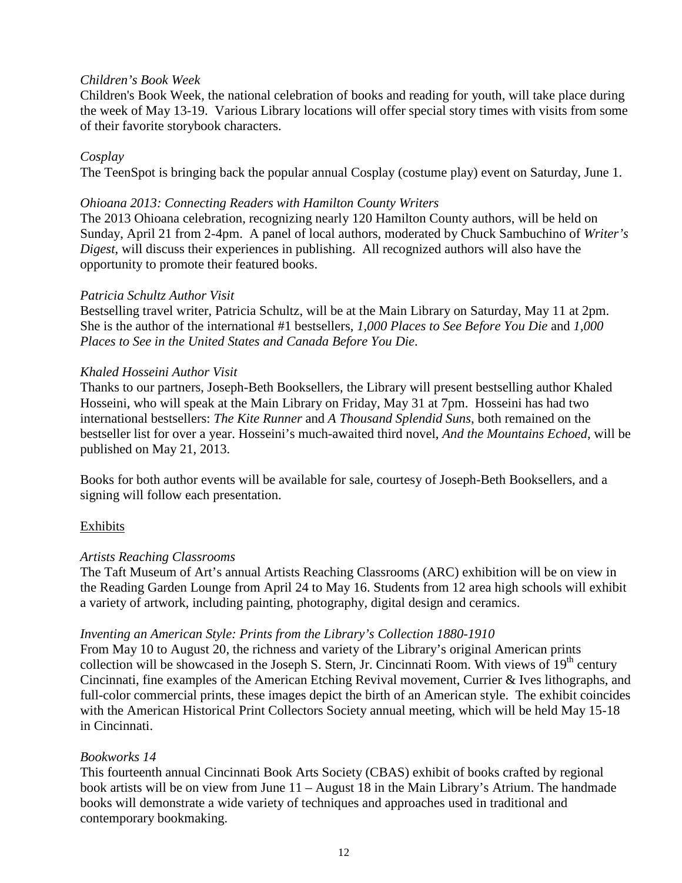*Children's Book Week*
Children's Book Week, the national celebration of books and reading for youth, will take place during the week of May 13-19. Various Library locations will offer special story times with visits from some of their favorite storybook characters.

*Cosplay*
The TeenSpot is bringing back the popular annual Cosplay (costume play) event on Saturday, June 1.

*Ohioana 2013: Connecting Readers with Hamilton County Writers*
The 2013 Ohioana celebration, recognizing nearly 120 Hamilton County authors, will be held on Sunday, April 21 from 2-4pm. A panel of local authors, moderated by Chuck Sambuchino of *Writer's Digest*, will discuss their experiences in publishing. All recognized authors will also have the opportunity to promote their featured books.

*Patricia Schultz Author Visit*
Bestselling travel writer, Patricia Schultz, will be at the Main Library on Saturday, May 11 at 2pm. She is the author of the international #1 bestsellers, *1,000 Places to See Before You Die* and *1,000 Places to See in the United States and Canada Before You Die*.

*Khaled Hosseini Author Visit*
Thanks to our partners, Joseph-Beth Booksellers, the Library will present bestselling author Khaled Hosseini, who will speak at the Main Library on Friday, May 31 at 7pm. Hosseini has had two international bestsellers: *The Kite Runner* and *A Thousand Splendid Suns*, both remained on the bestseller list for over a year. Hosseini's much-awaited third novel, *And the Mountains Echoed*, will be published on May 21, 2013.

Books for both author events will be available for sale, courtesy of Joseph-Beth Booksellers, and a signing will follow each presentation.

<u>Exhibits</u>

*Artists Reaching Classrooms*
The Taft Museum of Art's annual Artists Reaching Classrooms (ARC) exhibition will be on view in the Reading Garden Lounge from April 24 to May 16. Students from 12 area high schools will exhibit a variety of artwork, including painting, photography, digital design and ceramics.

*Inventing an American Style: Prints from the Library's Collection 1880-1910*
From May 10 to August 20, the richness and variety of the Library's original American prints collection will be showcased in the Joseph S. Stern, Jr. Cincinnati Room. With views of 19th century Cincinnati, fine examples of the American Etching Revival movement, Currier & Ives lithographs, and full-color commercial prints, these images depict the birth of an American style. The exhibit coincides with the American Historical Print Collectors Society annual meeting, which will be held May 15-18 in Cincinnati.

*Bookworks 14*
This fourteenth annual Cincinnati Book Arts Society (CBAS) exhibit of books crafted by regional book artists will be on view from June 11 – August 18 in the Main Library's Atrium. The handmade books will demonstrate a wide variety of techniques and approaches used in traditional and contemporary bookmaking.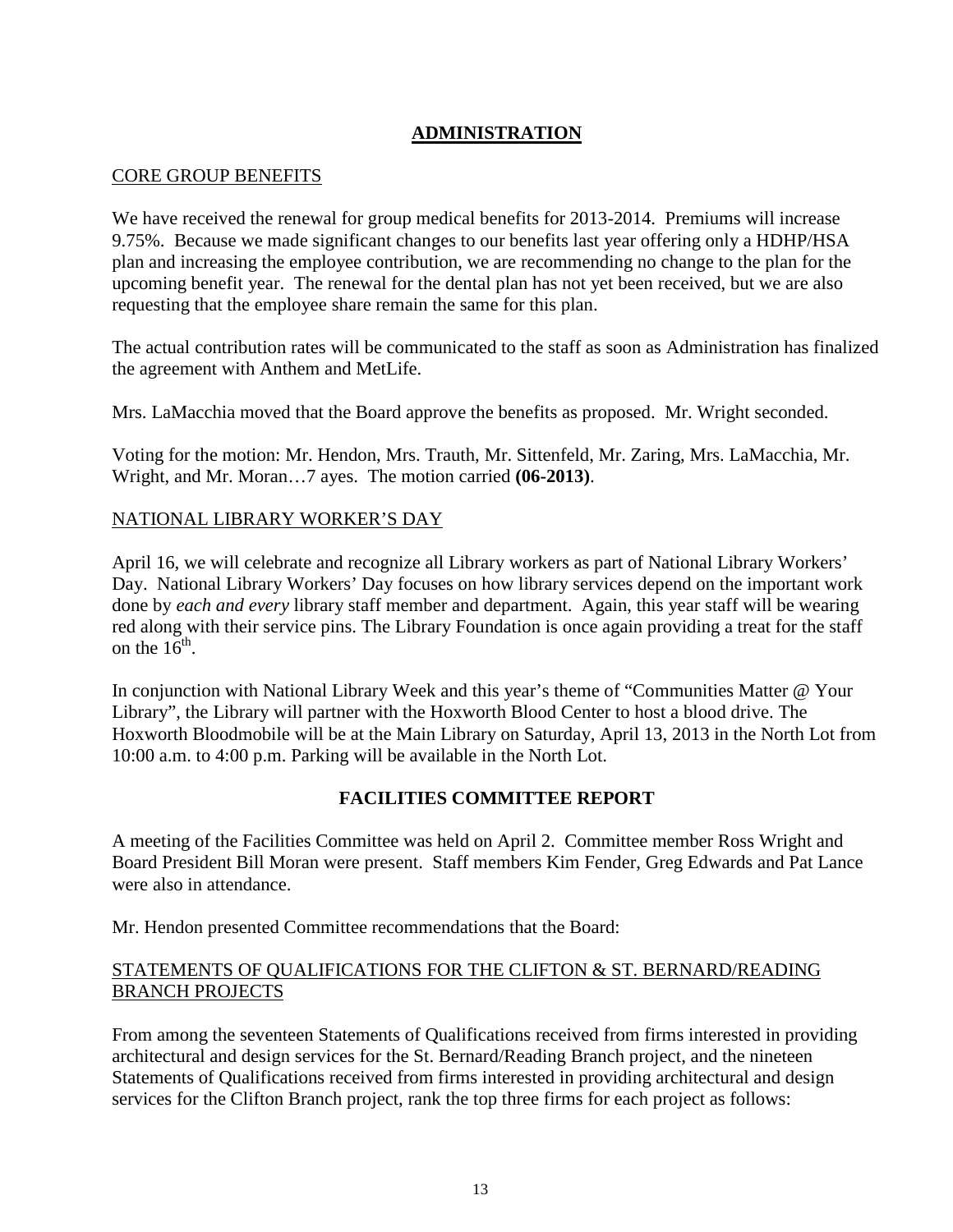## ADMINISTRATION

CORE GROUP BENEFITS

We have received the renewal for group medical benefits for 2013-2014. Premiums will increase 9.75%. Because we made significant changes to our benefits last year offering only a HDHP/HSA plan and increasing the employee contribution, we are recommending no change to the plan for the upcoming benefit year. The renewal for the dental plan has not yet been received, but we are also requesting that the employee share remain the same for this plan.

The actual contribution rates will be communicated to the staff as soon as Administration has finalized the agreement with Anthem and MetLife.

Mrs. LaMacchia moved that the Board approve the benefits as proposed. Mr. Wright seconded.

Voting for the motion: Mr. Hendon, Mrs. Trauth, Mr. Sittenfeld, Mr. Zaring, Mrs. LaMacchia, Mr. Wright, and Mr. Moran…7 ayes. The motion carried **(06-2013)**.

NATIONAL LIBRARY WORKER'S DAY

April 16, we will celebrate and recognize all Library workers as part of National Library Workers' Day. National Library Workers' Day focuses on how library services depend on the important work done by *each and every* library staff member and department. Again, this year staff will be wearing red along with their service pins. The Library Foundation is once again providing a treat for the staff on the 16th.

In conjunction with National Library Week and this year's theme of "Communities Matter @ Your Library", the Library will partner with the Hoxworth Blood Center to host a blood drive. The Hoxworth Bloodmobile will be at the Main Library on Saturday, April 13, 2013 in the North Lot from 10:00 a.m. to 4:00 p.m. Parking will be available in the North Lot.

## FACILITIES COMMITTEE REPORT

A meeting of the Facilities Committee was held on April 2. Committee member Ross Wright and Board President Bill Moran were present. Staff members Kim Fender, Greg Edwards and Pat Lance were also in attendance.

Mr. Hendon presented Committee recommendations that the Board:

STATEMENTS OF QUALIFICATIONS FOR THE CLIFTON & ST. BERNARD/READING BRANCH PROJECTS

From among the seventeen Statements of Qualifications received from firms interested in providing architectural and design services for the St. Bernard/Reading Branch project, and the nineteen Statements of Qualifications received from firms interested in providing architectural and design services for the Clifton Branch project, rank the top three firms for each project as follows: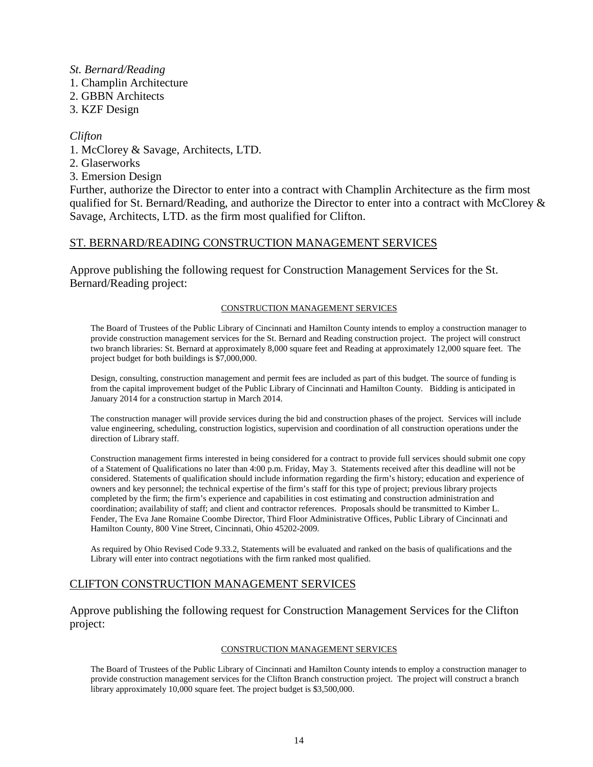*St. Bernard/Reading*

1. Champlin Architecture
2. GBBN Architects
3. KZF Design

*Clifton*

1. McClorey & Savage, Architects, LTD.
2. Glaserworks
3. Emersion Design

Further, authorize the Director to enter into a contract with Champlin Architecture as the firm most qualified for St. Bernard/Reading, and authorize the Director to enter into a contract with McClorey & Savage, Architects, LTD. as the firm most qualified for Clifton.

## ST. BERNARD/READING CONSTRUCTION MANAGEMENT SERVICES

Approve publishing the following request for Construction Management Services for the St. Bernard/Reading project:

### CONSTRUCTION MANAGEMENT SERVICES

The Board of Trustees of the Public Library of Cincinnati and Hamilton County intends to employ a construction manager to provide construction management services for the St. Bernard and Reading construction project. The project will construct two branch libraries: St. Bernard at approximately 8,000 square feet and Reading at approximately 12,000 square feet. The project budget for both buildings is $7,000,000.

Design, consulting, construction management and permit fees are included as part of this budget. The source of funding is from the capital improvement budget of the Public Library of Cincinnati and Hamilton County. Bidding is anticipated in January 2014 for a construction startup in March 2014.

The construction manager will provide services during the bid and construction phases of the project. Services will include value engineering, scheduling, construction logistics, supervision and coordination of all construction operations under the direction of Library staff.

Construction management firms interested in being considered for a contract to provide full services should submit one copy of a Statement of Qualifications no later than 4:00 p.m. Friday, May 3. Statements received after this deadline will not be considered. Statements of qualification should include information regarding the firm's history; education and experience of owners and key personnel; the technical expertise of the firm's staff for this type of project; previous library projects completed by the firm; the firm's experience and capabilities in cost estimating and construction administration and coordination; availability of staff; and client and contractor references. Proposals should be transmitted to Kimber L. Fender, The Eva Jane Romaine Coombe Director, Third Floor Administrative Offices, Public Library of Cincinnati and Hamilton County, 800 Vine Street, Cincinnati, Ohio 45202-2009.

As required by Ohio Revised Code 9.33.2, Statements will be evaluated and ranked on the basis of qualifications and the Library will enter into contract negotiations with the firm ranked most qualified.

## CLIFTON CONSTRUCTION MANAGEMENT SERVICES

Approve publishing the following request for Construction Management Services for the Clifton project:

### CONSTRUCTION MANAGEMENT SERVICES

The Board of Trustees of the Public Library of Cincinnati and Hamilton County intends to employ a construction manager to provide construction management services for the Clifton Branch construction project. The project will construct a branch library approximately 10,000 square feet. The project budget is $3,500,000.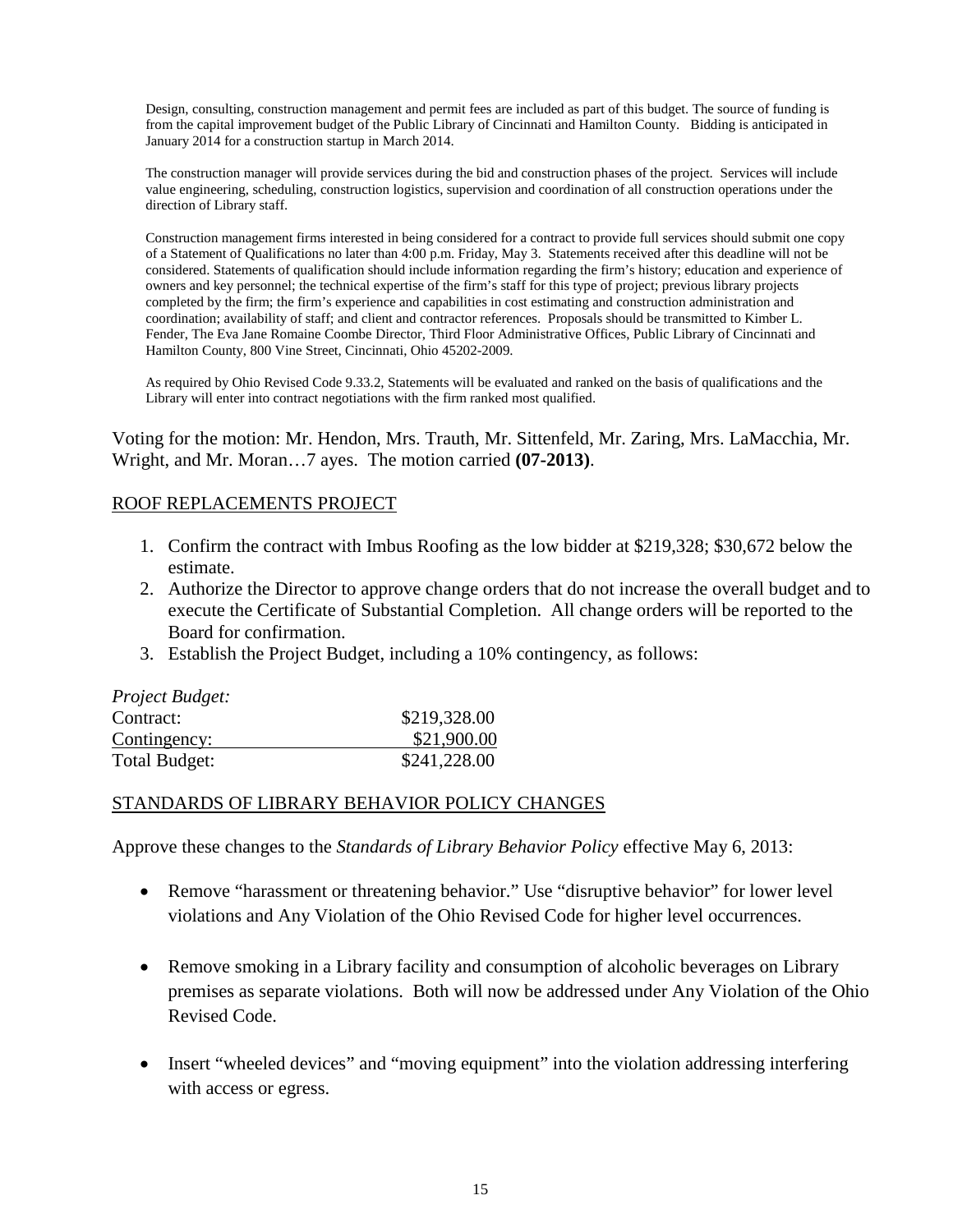Design, consulting, construction management and permit fees are included as part of this budget. The source of funding is from the capital improvement budget of the Public Library of Cincinnati and Hamilton County. Bidding is anticipated in January 2014 for a construction startup in March 2014.

The construction manager will provide services during the bid and construction phases of the project. Services will include value engineering, scheduling, construction logistics, supervision and coordination of all construction operations under the direction of Library staff.

Construction management firms interested in being considered for a contract to provide full services should submit one copy of a Statement of Qualifications no later than 4:00 p.m. Friday, May 3. Statements received after this deadline will not be considered. Statements of qualification should include information regarding the firm's history; education and experience of owners and key personnel; the technical expertise of the firm's staff for this type of project; previous library projects completed by the firm; the firm's experience and capabilities in cost estimating and construction administration and coordination; availability of staff; and client and contractor references. Proposals should be transmitted to Kimber L. Fender, The Eva Jane Romaine Coombe Director, Third Floor Administrative Offices, Public Library of Cincinnati and Hamilton County, 800 Vine Street, Cincinnati, Ohio 45202-2009.

As required by Ohio Revised Code 9.33.2, Statements will be evaluated and ranked on the basis of qualifications and the Library will enter into contract negotiations with the firm ranked most qualified.

Voting for the motion: Mr. Hendon, Mrs. Trauth, Mr. Sittenfeld, Mr. Zaring, Mrs. LaMacchia, Mr. Wright, and Mr. Moran…7 ayes. The motion carried **(07-2013)**.

ROOF REPLACEMENTS PROJECT

1. Confirm the contract with Imbus Roofing as the low bidder at $219,328; $30,672 below the estimate.
2. Authorize the Director to approve change orders that do not increase the overall budget and to execute the Certificate of Substantial Completion. All change orders will be reported to the Board for confirmation.
3. Establish the Project Budget, including a 10% contingency, as follows:

| *Project Budget:* | |
|---|---|
| Contract: | $219,328.00 |
| Contingency: | $21,900.00 |
| Total Budget: | $241,228.00 |

STANDARDS OF LIBRARY BEHAVIOR POLICY CHANGES

Approve these changes to the *Standards of Library Behavior Policy* effective May 6, 2013:

- Remove "harassment or threatening behavior." Use "disruptive behavior" for lower level violations and Any Violation of the Ohio Revised Code for higher level occurrences.

- Remove smoking in a Library facility and consumption of alcoholic beverages on Library premises as separate violations. Both will now be addressed under Any Violation of the Ohio Revised Code.

- Insert "wheeled devices" and "moving equipment" into the violation addressing interfering with access or egress.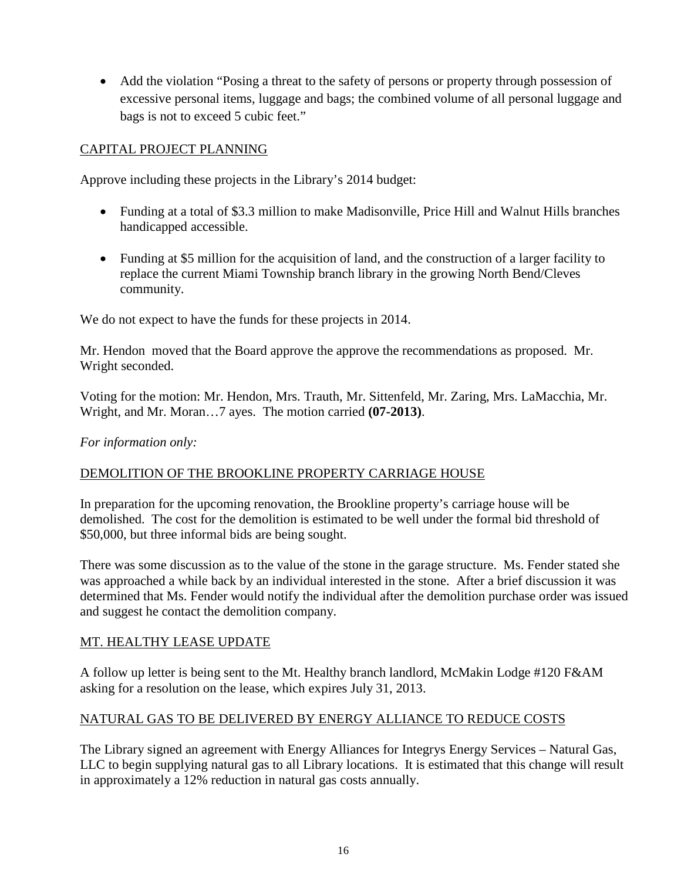- Add the violation "Posing a threat to the safety of persons or property through possession of excessive personal items, luggage and bags; the combined volume of all personal luggage and bags is not to exceed 5 cubic feet."

CAPITAL PROJECT PLANNING

Approve including these projects in the Library's 2014 budget:

- Funding at a total of $3.3 million to make Madisonville, Price Hill and Walnut Hills branches handicapped accessible.
- Funding at $5 million for the acquisition of land, and the construction of a larger facility to replace the current Miami Township branch library in the growing North Bend/Cleves community.

We do not expect to have the funds for these projects in 2014.

Mr. Hendon moved that the Board approve the approve the recommendations as proposed. Mr. Wright seconded.

Voting for the motion: Mr. Hendon, Mrs. Trauth, Mr. Sittenfeld, Mr. Zaring, Mrs. LaMacchia, Mr. Wright, and Mr. Moran…7 ayes. The motion carried **(07-2013)**.

*For information only:*

DEMOLITION OF THE BROOKLINE PROPERTY CARRIAGE HOUSE

In preparation for the upcoming renovation, the Brookline property's carriage house will be demolished. The cost for the demolition is estimated to be well under the formal bid threshold of $50,000, but three informal bids are being sought.

There was some discussion as to the value of the stone in the garage structure. Ms. Fender stated she was approached a while back by an individual interested in the stone. After a brief discussion it was determined that Ms. Fender would notify the individual after the demolition purchase order was issued and suggest he contact the demolition company.

MT. HEALTHY LEASE UPDATE

A follow up letter is being sent to the Mt. Healthy branch landlord, McMakin Lodge #120 F&AM asking for a resolution on the lease, which expires July 31, 2013.

NATURAL GAS TO BE DELIVERED BY ENERGY ALLIANCE TO REDUCE COSTS

The Library signed an agreement with Energy Alliances for Integrys Energy Services – Natural Gas, LLC to begin supplying natural gas to all Library locations. It is estimated that this change will result in approximately a 12% reduction in natural gas costs annually.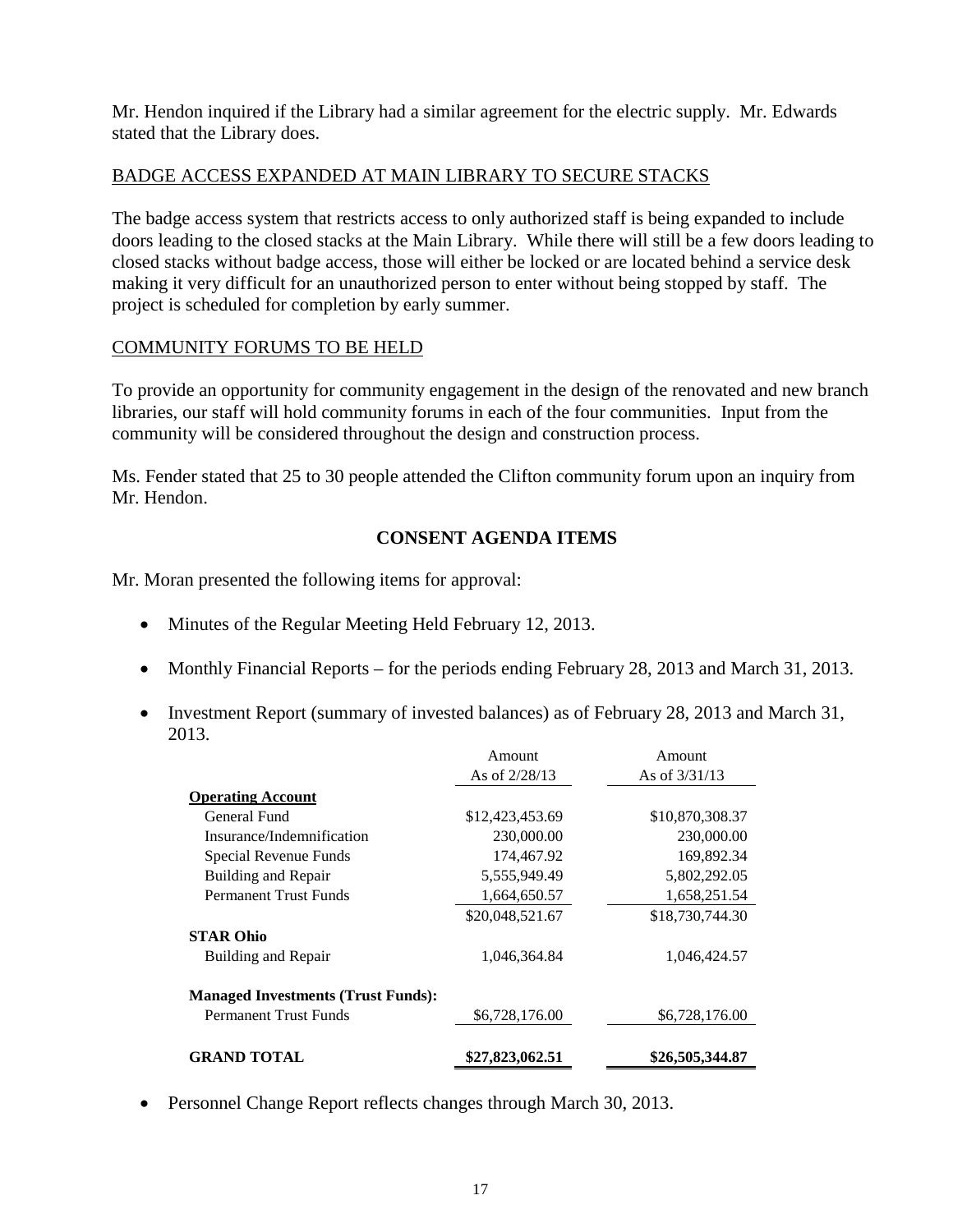Mr. Hendon inquired if the Library had a similar agreement for the electric supply. Mr. Edwards stated that the Library does.

BADGE ACCESS EXPANDED AT MAIN LIBRARY TO SECURE STACKS

The badge access system that restricts access to only authorized staff is being expanded to include doors leading to the closed stacks at the Main Library. While there will still be a few doors leading to closed stacks without badge access, those will either be locked or are located behind a service desk making it very difficult for an unauthorized person to enter without being stopped by staff. The project is scheduled for completion by early summer.

COMMUNITY FORUMS TO BE HELD

To provide an opportunity for community engagement in the design of the renovated and new branch libraries, our staff will hold community forums in each of the four communities. Input from the community will be considered throughout the design and construction process.

Ms. Fender stated that 25 to 30 people attended the Clifton community forum upon an inquiry from Mr. Hendon.

## CONSENT AGENDA ITEMS

Mr. Moran presented the following items for approval:

- Minutes of the Regular Meeting Held February 12, 2013.
- Monthly Financial Reports – for the periods ending February 28, 2013 and March 31, 2013.
- Investment Report (summary of invested balances) as of February 28, 2013 and March 31, 2013.

| | Amount As of 2/28/13 | Amount As of 3/31/13 |
|---|---|---|
| **Operating Account** | | |
| General Fund | $12,423,453.69 | $10,870,308.37 |
| Insurance/Indemnification | 230,000.00 | 230,000.00 |
| Special Revenue Funds | 174,467.92 | 169,892.34 |
| Building and Repair | 5,555,949.49 | 5,802,292.05 |
| Permanent Trust Funds | 1,664,650.57 | 1,658,251.54 |
| | $20,048,521.67 | $18,730,744.30 |
| **STAR Ohio** | | |
| Building and Repair | 1,046,364.84 | 1,046,424.57 |
| **Managed Investments (Trust Funds):** | | |
| Permanent Trust Funds | $6,728,176.00 | $6,728,176.00 |
| **GRAND TOTAL** | **$27,823,062.51** | **$26,505,344.87** |

- Personnel Change Report reflects changes through March 30, 2013.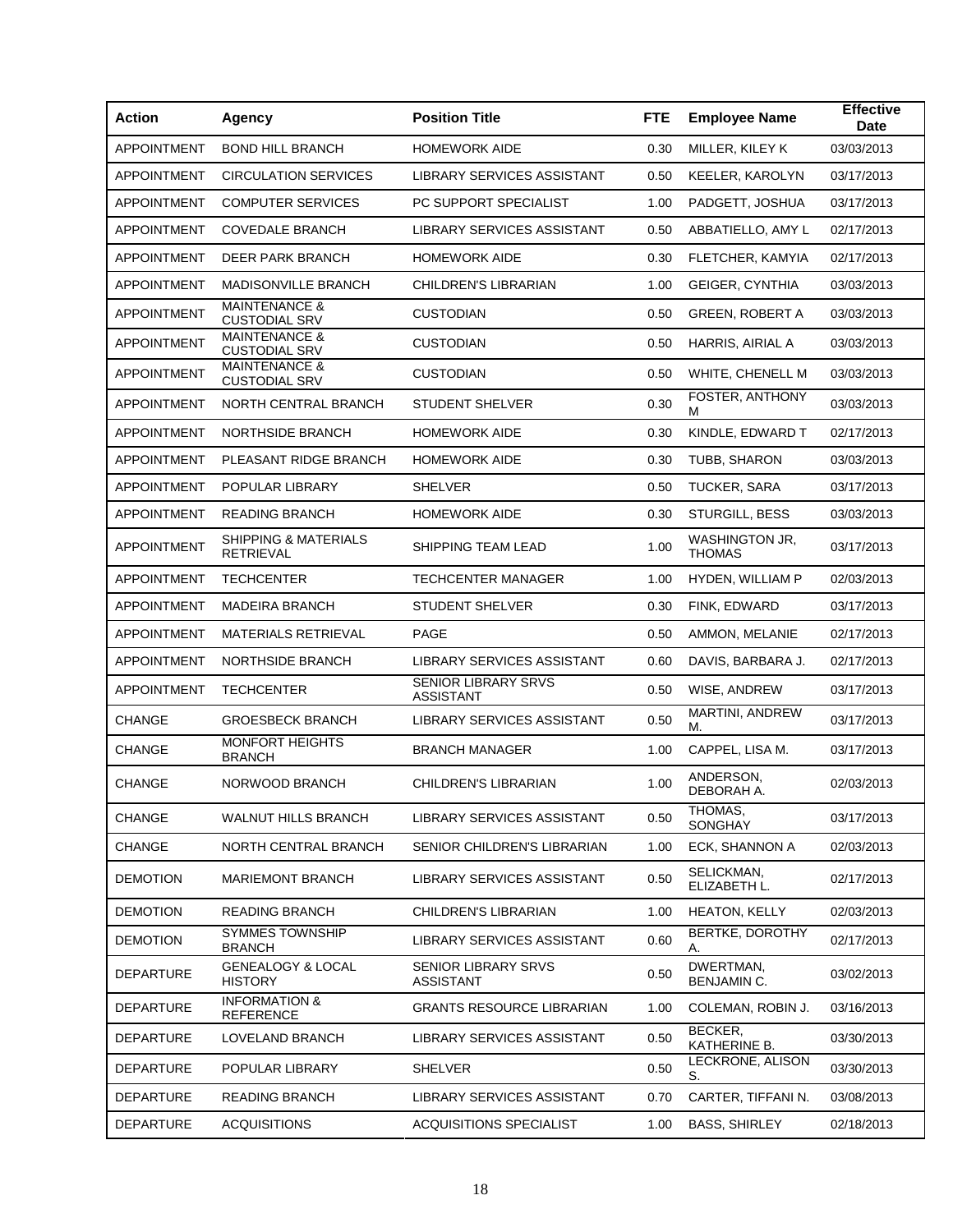| Action | Agency | Position Title | FTE | Employee Name | Effective Date |
|---|---|---|---|---|---|
| APPOINTMENT | BOND HILL BRANCH | HOMEWORK AIDE | 0.30 | MILLER, KILEY K | 03/03/2013 |
| APPOINTMENT | CIRCULATION SERVICES | LIBRARY SERVICES ASSISTANT | 0.50 | KEELER, KAROLYN | 03/17/2013 |
| APPOINTMENT | COMPUTER SERVICES | PC SUPPORT SPECIALIST | 1.00 | PADGETT, JOSHUA | 03/17/2013 |
| APPOINTMENT | COVEDALE BRANCH | LIBRARY SERVICES ASSISTANT | 0.50 | ABBATIELLO, AMY L | 02/17/2013 |
| APPOINTMENT | DEER PARK BRANCH | HOMEWORK AIDE | 0.30 | FLETCHER, KAMYIA | 02/17/2013 |
| APPOINTMENT | MADISONVILLE BRANCH | CHILDREN'S LIBRARIAN | 1.00 | GEIGER, CYNTHIA | 03/03/2013 |
| APPOINTMENT | MAINTENANCE & CUSTODIAL SRV | CUSTODIAN | 0.50 | GREEN, ROBERT A | 03/03/2013 |
| APPOINTMENT | MAINTENANCE & CUSTODIAL SRV | CUSTODIAN | 0.50 | HARRIS, AIRIAL A | 03/03/2013 |
| APPOINTMENT | MAINTENANCE & CUSTODIAL SRV | CUSTODIAN | 0.50 | WHITE, CHENELL M | 03/03/2013 |
| APPOINTMENT | NORTH CENTRAL BRANCH | STUDENT SHELVER | 0.30 | FOSTER, ANTHONY M | 03/03/2013 |
| APPOINTMENT | NORTHSIDE BRANCH | HOMEWORK AIDE | 0.30 | KINDLE, EDWARD T | 02/17/2013 |
| APPOINTMENT | PLEASANT RIDGE BRANCH | HOMEWORK AIDE | 0.30 | TUBB, SHARON | 03/03/2013 |
| APPOINTMENT | POPULAR LIBRARY | SHELVER | 0.50 | TUCKER, SARA | 03/17/2013 |
| APPOINTMENT | READING BRANCH | HOMEWORK AIDE | 0.30 | STURGILL, BESS | 03/03/2013 |
| APPOINTMENT | SHIPPING & MATERIALS RETRIEVAL | SHIPPING TEAM LEAD | 1.00 | WASHINGTON JR, THOMAS | 03/17/2013 |
| APPOINTMENT | TECHCENTER | TECHCENTER MANAGER | 1.00 | HYDEN, WILLIAM P | 02/03/2013 |
| APPOINTMENT | MADEIRA BRANCH | STUDENT SHELVER | 0.30 | FINK, EDWARD | 03/17/2013 |
| APPOINTMENT | MATERIALS RETRIEVAL | PAGE | 0.50 | AMMON, MELANIE | 02/17/2013 |
| APPOINTMENT | NORTHSIDE BRANCH | LIBRARY SERVICES ASSISTANT | 0.60 | DAVIS, BARBARA J. | 02/17/2013 |
| APPOINTMENT | TECHCENTER | SENIOR LIBRARY SRVS ASSISTANT | 0.50 | WISE, ANDREW | 03/17/2013 |
| CHANGE | GROESBECK BRANCH | LIBRARY SERVICES ASSISTANT | 0.50 | MARTINI, ANDREW M. | 03/17/2013 |
| CHANGE | MONFORT HEIGHTS BRANCH | BRANCH MANAGER | 1.00 | CAPPEL, LISA M. | 03/17/2013 |
| CHANGE | NORWOOD BRANCH | CHILDREN'S LIBRARIAN | 1.00 | ANDERSON, DEBORAH A. | 02/03/2013 |
| CHANGE | WALNUT HILLS BRANCH | LIBRARY SERVICES ASSISTANT | 0.50 | THOMAS, SONGHAY | 03/17/2013 |
| CHANGE | NORTH CENTRAL BRANCH | SENIOR CHILDREN'S LIBRARIAN | 1.00 | ECK, SHANNON A | 02/03/2013 |
| DEMOTION | MARIEMONT BRANCH | LIBRARY SERVICES ASSISTANT | 0.50 | SELICKMAN, ELIZABETH L. | 02/17/2013 |
| DEMOTION | READING BRANCH | CHILDREN'S LIBRARIAN | 1.00 | HEATON, KELLY | 02/03/2013 |
| DEMOTION | SYMMES TOWNSHIP BRANCH | LIBRARY SERVICES ASSISTANT | 0.60 | BERTKE, DOROTHY A. | 02/17/2013 |
| DEPARTURE | GENEALOGY & LOCAL HISTORY | SENIOR LIBRARY SRVS ASSISTANT | 0.50 | DWERTMAN, BENJAMIN C. | 03/02/2013 |
| DEPARTURE | INFORMATION & REFERENCE | GRANTS RESOURCE LIBRARIAN | 1.00 | COLEMAN, ROBIN J. | 03/16/2013 |
| DEPARTURE | LOVELAND BRANCH | LIBRARY SERVICES ASSISTANT | 0.50 | BECKER, KATHERINE B. | 03/30/2013 |
| DEPARTURE | POPULAR LIBRARY | SHELVER | 0.50 | LECKRONE, ALISON S. | 03/30/2013 |
| DEPARTURE | READING BRANCH | LIBRARY SERVICES ASSISTANT | 0.70 | CARTER, TIFFANI N. | 03/08/2013 |
| DEPARTURE | ACQUISITIONS | ACQUISITIONS SPECIALIST | 1.00 | BASS, SHIRLEY | 02/18/2013 |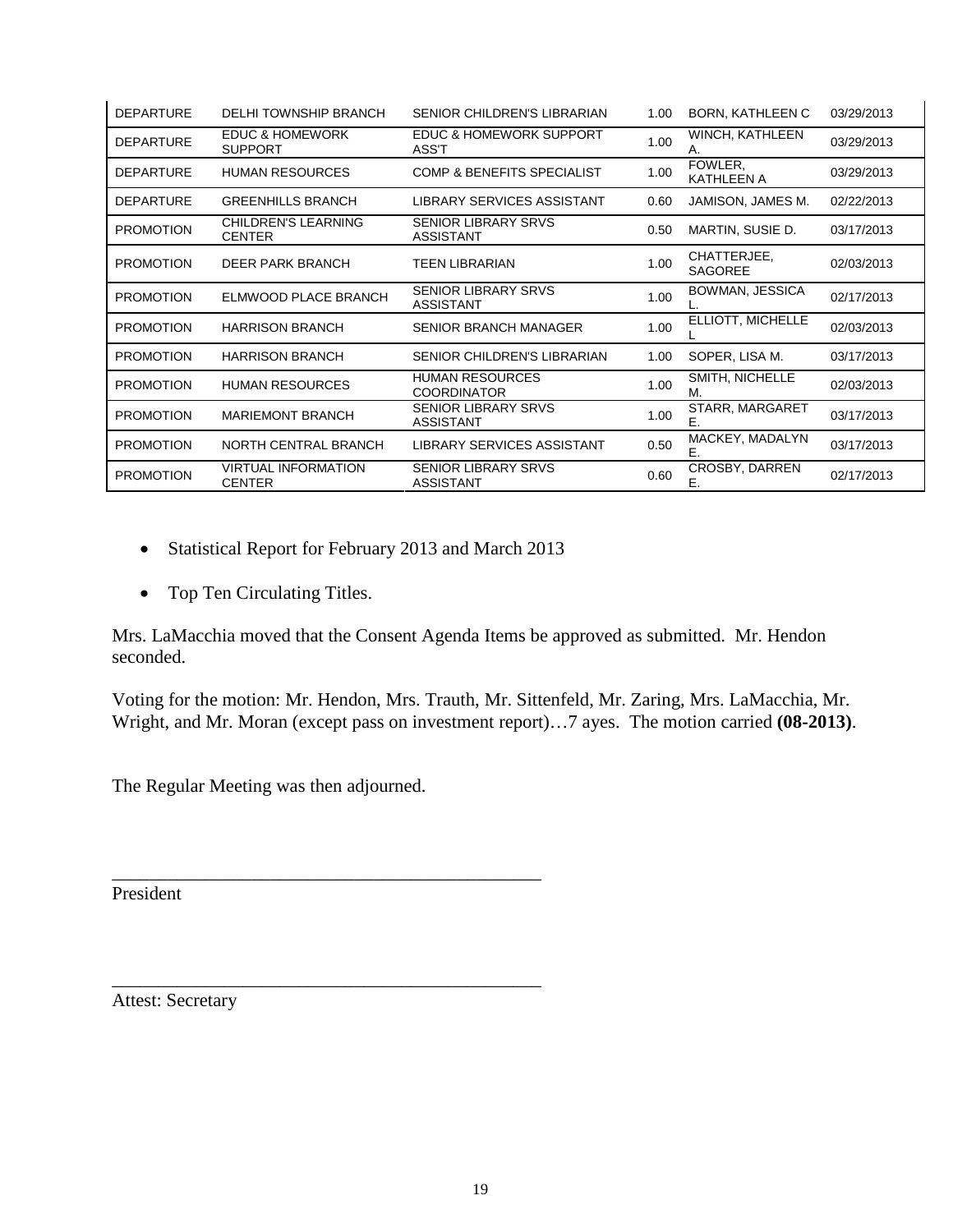| | | | | | |
|---|---|---|---|---|---|
| DEPARTURE | DELHI TOWNSHIP BRANCH | SENIOR CHILDREN'S LIBRARIAN | 1.00 | BORN, KATHLEEN C | 03/29/2013 |
| DEPARTURE | EDUC & HOMEWORK SUPPORT | EDUC & HOMEWORK SUPPORT ASS'T | 1.00 | WINCH, KATHLEEN A. | 03/29/2013 |
| DEPARTURE | HUMAN RESOURCES | COMP & BENEFITS SPECIALIST | 1.00 | FOWLER, KATHLEEN A | 03/29/2013 |
| DEPARTURE | GREENHILLS BRANCH | LIBRARY SERVICES ASSISTANT | 0.60 | JAMISON, JAMES M. | 02/22/2013 |
| PROMOTION | CHILDREN'S LEARNING CENTER | SENIOR LIBRARY SRVS ASSISTANT | 0.50 | MARTIN, SUSIE D. | 03/17/2013 |
| PROMOTION | DEER PARK BRANCH | TEEN LIBRARIAN | 1.00 | CHATTERJEE, SAGOREE | 02/03/2013 |
| PROMOTION | ELMWOOD PLACE BRANCH | SENIOR LIBRARY SRVS ASSISTANT | 1.00 | BOWMAN, JESSICA L. | 02/17/2013 |
| PROMOTION | HARRISON BRANCH | SENIOR BRANCH MANAGER | 1.00 | ELLIOTT, MICHELLE L | 02/03/2013 |
| PROMOTION | HARRISON BRANCH | SENIOR CHILDREN'S LIBRARIAN | 1.00 | SOPER, LISA M. | 03/17/2013 |
| PROMOTION | HUMAN RESOURCES | HUMAN RESOURCES COORDINATOR | 1.00 | SMITH, NICHELLE M. | 02/03/2013 |
| PROMOTION | MARIEMONT BRANCH | SENIOR LIBRARY SRVS ASSISTANT | 1.00 | STARR, MARGARET E. | 03/17/2013 |
| PROMOTION | NORTH CENTRAL BRANCH | LIBRARY SERVICES ASSISTANT | 0.50 | MACKEY, MADALYN E. | 03/17/2013 |
| PROMOTION | VIRTUAL INFORMATION CENTER | SENIOR LIBRARY SRVS ASSISTANT | 0.60 | CROSBY, DARREN E. | 02/17/2013 |

- Statistical Report for February 2013 and March 2013
- Top Ten Circulating Titles.

Mrs. LaMacchia moved that the Consent Agenda Items be approved as submitted. Mr. Hendon seconded.

Voting for the motion: Mr. Hendon, Mrs. Trauth, Mr. Sittenfeld, Mr. Zaring, Mrs. LaMacchia, Mr. Wright, and Mr. Moran (except pass on investment report)…7 ayes. The motion carried **(08-2013)**.

The Regular Meeting was then adjourned.

\_\_\_\_\_\_\_\_\_\_\_\_\_\_\_\_\_\_\_\_\_\_\_\_\_\_\_\_\_\_\_\_\_\_\_\_\_\_\_\_\_\_\_\_

President

\_\_\_\_\_\_\_\_\_\_\_\_\_\_\_\_\_\_\_\_\_\_\_\_\_\_\_\_\_\_\_\_\_\_\_\_\_\_\_\_\_\_\_\_

Attest: Secretary